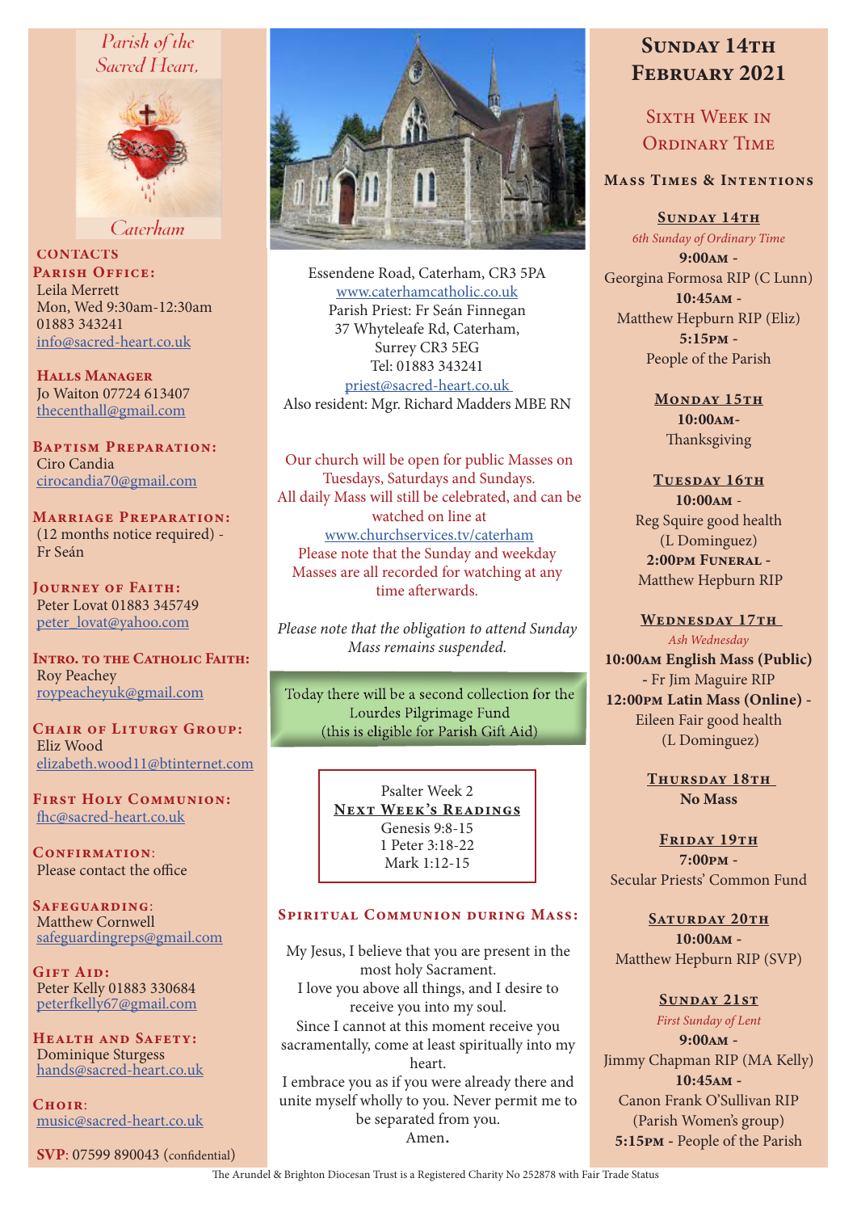Parish of the Sacred Heart, Caterham

## CONTACTS

**Parish Office:**
Leila Merrett
Mon, Wed 9:30am-12:30am
01883 343241
info@sacred-heart.co.uk

**Halls Manager**
Jo Waiton 07724 613407
thecenthall@gmail.com

**Baptism Preparation:**
Ciro Candia
cirocandia70@gmail.com

**Marriage Preparation:**
(12 months notice required) - Fr Seán

**Journey of Faith:**
Peter Lovat 01883 345749
peter_lovat@yahoo.com

**Intro. to the Catholic Faith:**
Roy Peachey
roypeacheyuk@gmail.com

**Chair of Liturgy Group:**
Eliz Wood
elizabeth.wood11@btinternet.com

**First Holy Communion:**
fhc@sacred-heart.co.uk

**Confirmation:**
Please contact the office

**Safeguarding:**
Matthew Cornwell
safeguardingreps@gmail.com

**Gift Aid:**
Peter Kelly 01883 330684
peterfkelly67@gmail.com

**Health and Safety:**
Dominique Sturgess
hands@sacred-heart.co.uk

**Choir:**
music@sacred-heart.co.uk

**SVP**: 07599 890043 (confidential)

Essendene Road, Caterham, CR3 5PA
www.caterhamcatholic.co.uk
Parish Priest: Fr Seán Finnegan
37 Whyteleafe Rd, Caterham,
Surrey CR3 5EG
Tel: 01883 343241
priest@sacred-heart.co.uk
Also resident: Mgr. Richard Madders MBE RN

Our church will be open for public Masses on Tuesdays, Saturdays and Sundays.
All daily Mass will still be celebrated, and can be watched on line at
www.churchservices.tv/caterham
Please note that the Sunday and weekday Masses are all recorded for watching at any time afterwards.

*Please note that the obligation to attend Sunday Mass remains suspended.*

Today there will be a second collection for the Lourdes Pilgrimage Fund
(this is eligible for Parish Gift Aid)

Psalter Week 2
**Next Week's Readings**
Genesis 9:8-15
1 Peter 3:18-22
Mark 1:12-15

## Spiritual Communion during Mass:

My Jesus, I believe that you are present in the most holy Sacrament.
I love you above all things, and I desire to receive you into my soul.
Since I cannot at this moment receive you sacramentally, come at least spiritually into my heart.
I embrace you as if you were already there and unite myself wholly to you. Never permit me to be separated from you.
Amen.

# Sunday 14th February 2021

## Sixth Week in Ordinary Time

### Mass Times & Intentions

**Sunday 14th**
*6th Sunday of Ordinary Time*
**9:00am** -
Georgina Formosa RIP (C Lunn)
**10:45am** -
Matthew Hepburn RIP (Eliz)
**5:15pm** -
People of the Parish

**Monday 15th**
**10:00am**-
Thanksgiving

**Tuesday 16th**
**10:00am** -
Reg Squire good health (L Dominguez)
**2:00pm Funeral** -
Matthew Hepburn RIP

**Wednesday 17th**
*Ash Wednesday*
**10:00am English Mass (Public)** - Fr Jim Maguire RIP
**12:00pm Latin Mass (Online)** - Eileen Fair good health (L Dominguez)

**Thursday 18th**
**No Mass**

**Friday 19th**
**7:00pm** -
Secular Priests' Common Fund

**Saturday 20th**
**10:00am** -
Matthew Hepburn RIP (SVP)

**Sunday 21st**
*First Sunday of Lent*
**9:00am** -
Jimmy Chapman RIP (MA Kelly)
**10:45am** -
Canon Frank O'Sullivan RIP (Parish Women's group)
**5:15pm** - People of the Parish

The Arundel & Brighton Diocesan Trust is a Registered Charity No 252878 with Fair Trade Status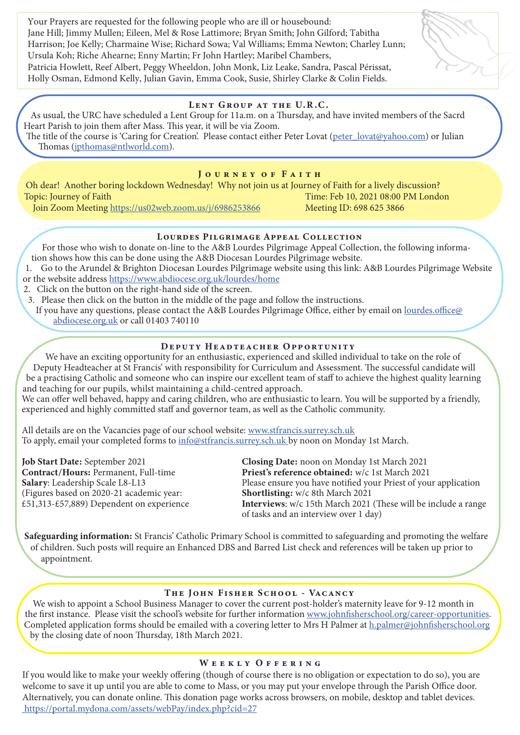Your Prayers are requested for the following people who are ill or housebound:
Jane Hill; Jimmy Mullen; Eileen, Mel & Rose Lattimore; Bryan Smith; John Gilford; Tabitha Harrison; Joe Kelly; Charmaine Wise; Richard Sowa; Val Williams; Emma Newton; Charley Lunn; Ursula Koh; Riche Ahearne; Enny Martin; Fr John Hartley; Maribel Chambers, Patricia Howlett, Reef Albert, Peggy Wheeldon, John Monk, Liz Leake, Sandra, Pascal Périssat, Holly Osman, Edmond Kelly, Julian Gavin, Emma Cook, Susie, Shirley Clarke & Colin Fields.

## Lent Group at the U.R.C.

As usual, the URC have scheduled a Lent Group for 11a.m. on a Thursday, and have invited members of the Sacrd Heart Parish to join them after Mass. This year, it will be via Zoom.
The title of the course is 'Caring for Creation'. Please contact either Peter Lovat (peter_lovat@yahoo.com) or Julian Thomas (jpthomas@ntlworld.com).

## Journey of Faith

Oh dear! Another boring lockdown Wednesday! Why not join us at Journey of Faith for a lively discussion?
Topic: Journey of Faith
Time: Feb 10, 2021 08:00 PM London
Join Zoom Meeting https://us02web.zoom.us/j/6986253866
Meeting ID: 698 625 3866

## Lourdes Pilgrimage Appeal Collection

For those who wish to donate on-line to the A&B Lourdes Pilgrimage Appeal Collection, the following information shows how this can be done using the A&B Diocesan Lourdes Pilgrimage website.

1. Go to the Arundel & Brighton Diocesan Lourdes Pilgrimage website using this link: A&B Lourdes Pilgrimage Website or the website address https://www.abdiocese.org.uk/lourdes/home
2. Click on the button on the right-hand side of the screen.
3. Please then click on the button in the middle of the page and follow the instructions.

If you have any questions, please contact the A&B Lourdes Pilgrimage Office, either by email on lourdes.office@abdiocese.org.uk or call 01403 740110

## Deputy Headteacher Opportunity

We have an exciting opportunity for an enthusiastic, experienced and skilled individual to take on the role of Deputy Headteacher at St Francis' with responsibility for Curriculum and Assessment. The successful candidate will be a practising Catholic and someone who can inspire our excellent team of staff to achieve the highest quality learning and teaching for our pupils, whilst maintaining a child-centred approach.
We can offer well behaved, happy and caring children, who are enthusiastic to learn. You will be supported by a friendly, experienced and highly committed staff and governor team, as well as the Catholic community.

All details are on the Vacancies page of our school website: www.stfrancis.surrey.sch.uk
To apply, email your completed forms to info@stfrancis.surrey.sch.uk by noon on Monday 1st March.

**Job Start Date:** September 2021
**Contract/Hours:** Permanent, Full-time
**Salary**: Leadership Scale L8-L13
(Figures based on 2020-21 academic year: £51,313-£57,889) Dependent on experience

**Closing Date:** noon on Monday 1st March 2021
**Priest's reference obtained:** w/c 1st March 2021
Please ensure you have notified your Priest of your application
**Shortlisting:** w/c 8th March 2021
**Interviews**: w/c 15th March 2021 (These will be include a range of tasks and an interview over 1 day)

**Safeguarding information:** St Francis' Catholic Primary School is committed to safeguarding and promoting the welfare of children. Such posts will require an Enhanced DBS and Barred List check and references will be taken up prior to appointment.

## The John Fisher School - Vacancy

We wish to appoint a School Business Manager to cover the current post-holder's maternity leave for 9-12 month in the first instance. Please visit the school's website for further information www.johnfisherschool.org/career-opportunities. Completed application forms should be emailed with a covering letter to Mrs H Palmer at h.palmer@johnfisherschool.org by the closing date of noon Thursday, 18th March 2021.

## Weekly Offering

If you would like to make your weekly offering (though of course there is no obligation or expectation to do so), you are welcome to save it up until you are able to come to Mass, or you may put your envelope through the Parish Office door. Alternatively, you can donate online. This donation page works across browsers, on mobile, desktop and tablet devices.
https://portal.mydona.com/assets/webPay/index.php?cid=27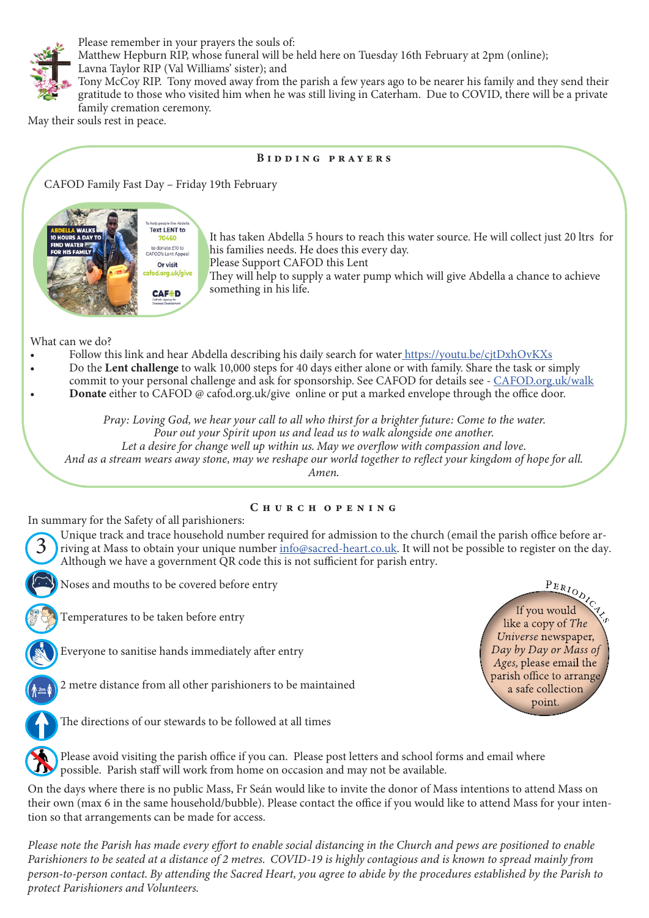Please remember in your prayers the souls of:
Matthew Hepburn RIP, whose funeral will be held here on Tuesday 16th February at 2pm (online);
Lavna Taylor RIP (Val Williams' sister); and
Tony McCoy RIP. Tony moved away from the parish a few years ago to be nearer his family and they send their gratitude to those who visited him when he was still living in Caterham. Due to COVID, there will be a private family cremation ceremony.
May their souls rest in peace.

## Bidding prayers

CAFOD Family Fast Day – Friday 19th February

It has taken Abdella 5 hours to reach this water source. He will collect just 20 ltrs for his families needs. He does this every day.
Please Support CAFOD this Lent
They will help to supply a water pump which will give Abdella a chance to achieve something in his life.

What can we do?

- Follow this link and hear Abdella describing his daily search for water https://youtu.be/cjtDxhOvKXs
- Do the **Lent challenge** to walk 10,000 steps for 40 days either alone or with family. Share the task or simply commit to your personal challenge and ask for sponsorship. See CAFOD for details see - CAFOD.org.uk/walk
- **Donate** either to CAFOD @ cafod.org.uk/give online or put a marked envelope through the office door.

*Pray: Loving God, we hear your call to all who thirst for a brighter future: Come to the water.*
*Pour out your Spirit upon us and lead us to walk alongside one another.*
*Let a desire for change well up within us. May we overflow with compassion and love.*
*And as a stream wears away stone, may we reshape our world together to reflect your kingdom of hope for all.*
*Amen.*

## Church opening

In summary for the Safety of all parishioners:

Unique track and trace household number required for admission to the church (email the parish office before arriving at Mass to obtain your unique number info@sacred-heart.co.uk. It will not be possible to register on the day. Although we have a government QR code this is not sufficient for parish entry.

Noses and mouths to be covered before entry

Temperatures to be taken before entry

Everyone to sanitise hands immediately after entry

2 metre distance from all other parishioners to be maintained

The directions of our stewards to be followed at all times

Please avoid visiting the parish office if you can. Please post letters and school forms and email where possible. Parish staff will work from home on occasion and may not be available.

**Periodicals**

If you would like a copy of *The Universe* newspaper, *Day by Day or Mass of Ages,* please email the parish office to arrange a safe collection point.

On the days where there is no public Mass, Fr Seán would like to invite the donor of Mass intentions to attend Mass on their own (max 6 in the same household/bubble). Please contact the office if you would like to attend Mass for your intention so that arrangements can be made for access.

*Please note the Parish has made every effort to enable social distancing in the Church and pews are positioned to enable Parishioners to be seated at a distance of 2 metres. COVID-19 is highly contagious and is known to spread mainly from person-to-person contact. By attending the Sacred Heart, you agree to abide by the procedures established by the Parish to protect Parishioners and Volunteers.*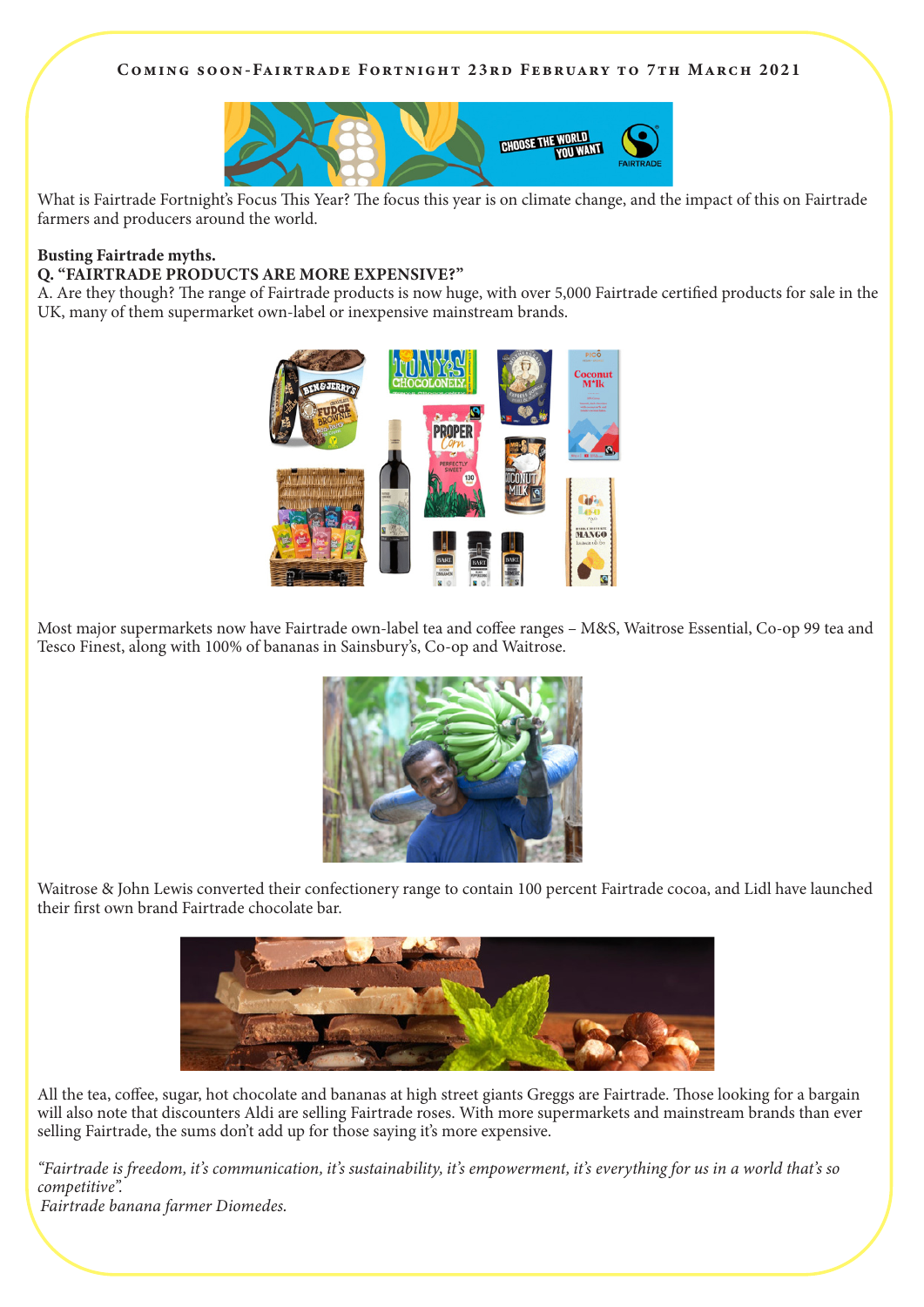## Coming soon-Fairtrade Fortnight 23rd February to 7th March 2021

What is Fairtrade Fortnight's Focus This Year? The focus this year is on climate change, and the impact of this on Fairtrade farmers and producers around the world.

**Busting Fairtrade myths.**

**Q. "FAIRTRADE PRODUCTS ARE MORE EXPENSIVE?"**

A. Are they though? The range of Fairtrade products is now huge, with over 5,000 Fairtrade certified products for sale in the UK, many of them supermarket own-label or inexpensive mainstream brands.

Most major supermarkets now have Fairtrade own-label tea and coffee ranges – M&S, Waitrose Essential, Co-op 99 tea and Tesco Finest, along with 100% of bananas in Sainsbury's, Co-op and Waitrose.

Waitrose & John Lewis converted their confectionery range to contain 100 percent Fairtrade cocoa, and Lidl have launched their first own brand Fairtrade chocolate bar.

All the tea, coffee, sugar, hot chocolate and bananas at high street giants Greggs are Fairtrade. Those looking for a bargain will also note that discounters Aldi are selling Fairtrade roses. With more supermarkets and mainstream brands than ever selling Fairtrade, the sums don't add up for those saying it's more expensive.

*"Fairtrade is freedom, it's communication, it's sustainability, it's empowerment, it's everything for us in a world that's so competitive".*

*Fairtrade banana farmer Diomedes.*